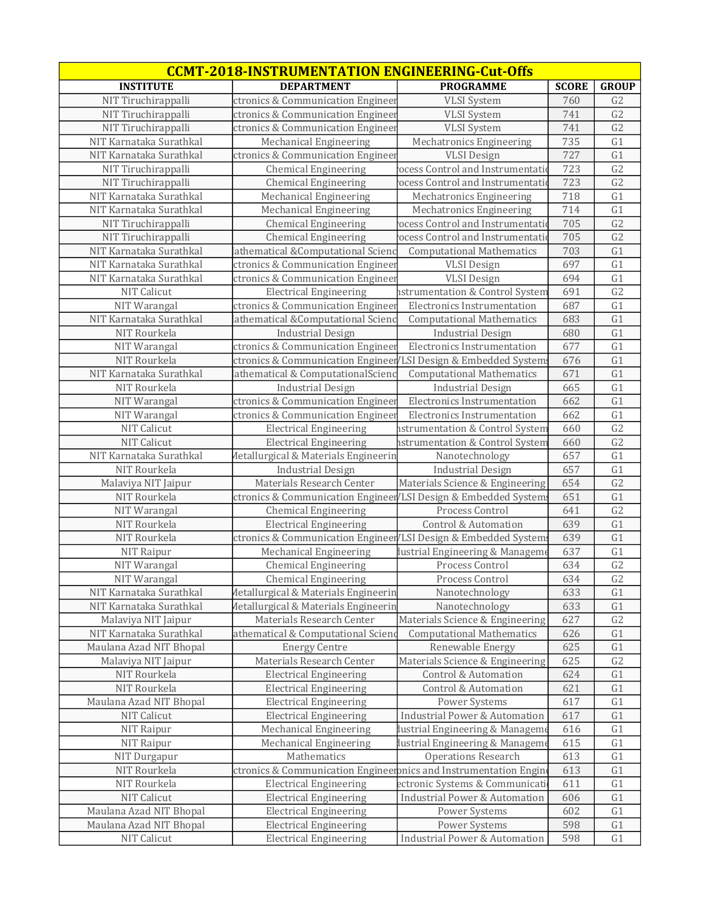| CCMT-2018-INSTRUMENTATION ENGINEERING-Cut-Offs | | | | |
|---|---|---|---|---|
| **INSTITUTE** | **DEPARTMENT** | **PROGRAMME** | **SCORE** | **GROUP** |
| NIT Tiruchirappalli | ctronics & Communication Engineer | VLSI System | 760 | G2 |
| NIT Tiruchirappalli | ctronics & Communication Engineer | VLSI System | 741 | G2 |
| NIT Tiruchirappalli | ctronics & Communication Engineer | VLSI System | 741 | G2 |
| NIT Karnataka Surathkal | Mechanical Engineering | Mechatronics Engineering | 735 | G1 |
| NIT Karnataka Surathkal | ctronics & Communication Engineer | VLSI Design | 727 | G1 |
| NIT Tiruchirappalli | Chemical Engineering | ocess Control and Instrumentati | 723 | G2 |
| NIT Tiruchirappalli | Chemical Engineering | ocess Control and Instrumentati | 723 | G2 |
| NIT Karnataka Surathkal | Mechanical Engineering | Mechatronics Engineering | 718 | G1 |
| NIT Karnataka Surathkal | Mechanical Engineering | Mechatronics Engineering | 714 | G1 |
| NIT Tiruchirappalli | Chemical Engineering | ocess Control and Instrumentati | 705 | G2 |
| NIT Tiruchirappalli | Chemical Engineering | ocess Control and Instrumentati | 705 | G2 |
| NIT Karnataka Surathkal | athematical &Computational Scienc | Computational Mathematics | 703 | G1 |
| NIT Karnataka Surathkal | ctronics & Communication Engineer | VLSI Design | 697 | G1 |
| NIT Karnataka Surathkal | ctronics & Communication Engineer | VLSI Design | 694 | G1 |
| NIT Calicut | Electrical Engineering | nstrumentation & Control System | 691 | G2 |
| NIT Warangal | ctronics & Communication Engineer | Electronics Instrumentation | 687 | G1 |
| NIT Karnataka Surathkal | athematical &Computational Scienc | Computational Mathematics | 683 | G1 |
| NIT Rourkela | Industrial Design | Industrial Design | 680 | G1 |
| NIT Warangal | ctronics & Communication Engineer | Electronics Instrumentation | 677 | G1 |
| NIT Rourkela | ctronics & Communication Engineer | /LSI Design & Embedded System | 676 | G1 |
| NIT Karnataka Surathkal | athematical & ComputationalScienc | Computational Mathematics | 671 | G1 |
| NIT Rourkela | Industrial Design | Industrial Design | 665 | G1 |
| NIT Warangal | ctronics & Communication Engineer | Electronics Instrumentation | 662 | G1 |
| NIT Warangal | ctronics & Communication Engineer | Electronics Instrumentation | 662 | G1 |
| NIT Calicut | Electrical Engineering | nstrumentation & Control System | 660 | G2 |
| NIT Calicut | Electrical Engineering | nstrumentation & Control System | 660 | G2 |
| NIT Karnataka Surathkal | Metallurgical & Materials Engineerin | Nanotechnology | 657 | G1 |
| NIT Rourkela | Industrial Design | Industrial Design | 657 | G1 |
| Malaviya NIT Jaipur | Materials Research Center | Materials Science & Engineering | 654 | G2 |
| NIT Rourkela | ctronics & Communication Engineer | /LSI Design & Embedded System | 651 | G1 |
| NIT Warangal | Chemical Engineering | Process Control | 641 | G2 |
| NIT Rourkela | Electrical Engineering | Control & Automation | 639 | G1 |
| NIT Rourkela | ctronics & Communication Engineer | /LSI Design & Embedded System | 639 | G1 |
| NIT Raipur | Mechanical Engineering | lustrial Engineering & Manageme | 637 | G1 |
| NIT Warangal | Chemical Engineering | Process Control | 634 | G2 |
| NIT Warangal | Chemical Engineering | Process Control | 634 | G2 |
| NIT Karnataka Surathkal | Metallurgical & Materials Engineerin | Nanotechnology | 633 | G1 |
| NIT Karnataka Surathkal | Metallurgical & Materials Engineerin | Nanotechnology | 633 | G1 |
| Malaviya NIT Jaipur | Materials Research Center | Materials Science & Engineering | 627 | G2 |
| NIT Karnataka Surathkal | athematical & Computational Scienc | Computational Mathematics | 626 | G1 |
| Maulana Azad NIT Bhopal | Energy Centre | Renewable Energy | 625 | G1 |
| Malaviya NIT Jaipur | Materials Research Center | Materials Science & Engineering | 625 | G2 |
| NIT Rourkela | Electrical Engineering | Control & Automation | 624 | G1 |
| NIT Rourkela | Electrical Engineering | Control & Automation | 621 | G1 |
| Maulana Azad NIT Bhopal | Electrical Engineering | Power Systems | 617 | G1 |
| NIT Calicut | Electrical Engineering | Industrial Power & Automation | 617 | G1 |
| NIT Raipur | Mechanical Engineering | lustrial Engineering & Manageme | 616 | G1 |
| NIT Raipur | Mechanical Engineering | lustrial Engineering & Manageme | 615 | G1 |
| NIT Durgapur | Mathematics | Operations Research | 613 | G1 |
| NIT Rourkela | ctronics & Communication Engineer | nics and Instrumentation Engin | 613 | G1 |
| NIT Rourkela | Electrical Engineering | ectronic Systems & Communicati | 611 | G1 |
| NIT Calicut | Electrical Engineering | Industrial Power & Automation | 606 | G1 |
| Maulana Azad NIT Bhopal | Electrical Engineering | Power Systems | 602 | G1 |
| Maulana Azad NIT Bhopal | Electrical Engineering | Power Systems | 598 | G1 |
| NIT Calicut | Electrical Engineering | Industrial Power & Automation | 598 | G1 |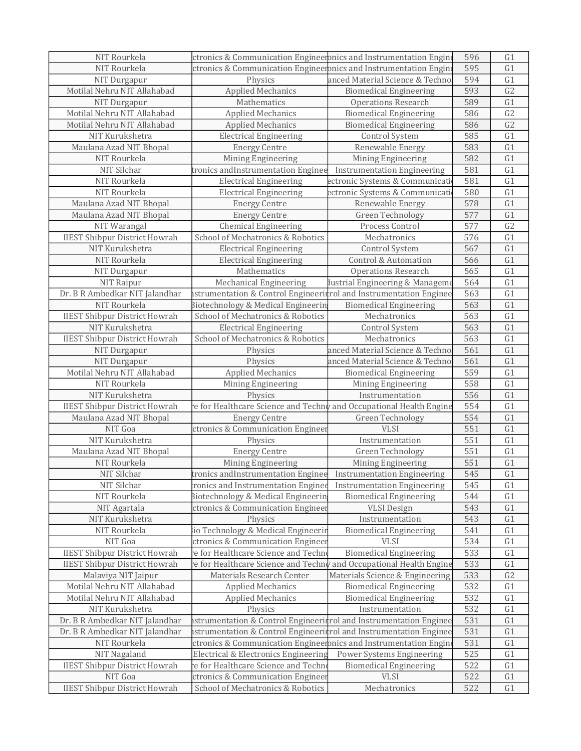| NIT Rourkela | ctronics & Communication Engineeronics and Instrumentation Engin | | 596 | G1 |
|---|---|---|---|---|
| NIT Rourkela | ctronics & Communication Engineeronics and Instrumentation Engin | | 595 | G1 |
| NIT Durgapur | Physics | anced Material Science & Techno | 594 | G1 |
| Motilal Nehru NIT Allahabad | Applied Mechanics | Biomedical Engineering | 593 | G2 |
| NIT Durgapur | Mathematics | Operations Research | 589 | G1 |
| Motilal Nehru NIT Allahabad | Applied Mechanics | Biomedical Engineering | 586 | G2 |
| Motilal Nehru NIT Allahabad | Applied Mechanics | Biomedical Engineering | 586 | G2 |
| NIT Kurukshetra | Electrical Engineering | Control System | 585 | G1 |
| Maulana Azad NIT Bhopal | Energy Centre | Renewable Energy | 583 | G1 |
| NIT Rourkela | Mining Engineering | Mining Engineering | 582 | G1 |
| NIT Silchar | tronics andInstrumentation Enginee | Instrumentation Engineering | 581 | G1 |
| NIT Rourkela | Electrical Engineering | ectronic Systems & Communicati | 581 | G1 |
| NIT Rourkela | Electrical Engineering | ectronic Systems & Communicati | 580 | G1 |
| Maulana Azad NIT Bhopal | Energy Centre | Renewable Energy | 578 | G1 |
| Maulana Azad NIT Bhopal | Energy Centre | Green Technology | 577 | G1 |
| NIT Warangal | Chemical Engineering | Process Control | 577 | G2 |
| IIEST Shibpur District Howrah | School of Mechatronics & Robotics | Mechatronics | 576 | G1 |
| NIT Kurukshetra | Electrical Engineering | Control System | 567 | G1 |
| NIT Rourkela | Electrical Engineering | Control & Automation | 566 | G1 |
| NIT Durgapur | Mathematics | Operations Research | 565 | G1 |
| NIT Raipur | Mechanical Engineering | lustrial Engineering & Manageme | 564 | G1 |
| Dr. B R Ambedkar NIT Jalandhar | strumentation & Control Engineerirol and Instrumentation Enginee | | 563 | G1 |
| NIT Rourkela | Biotechnology & Medical Engineerin | Biomedical Engineering | 563 | G1 |
| IIEST Shibpur District Howrah | School of Mechatronics & Robotics | Mechatronics | 563 | G1 |
| NIT Kurukshetra | Electrical Engineering | Control System | 563 | G1 |
| IIEST Shibpur District Howrah | School of Mechatronics & Robotics | Mechatronics | 563 | G1 |
| NIT Durgapur | Physics | anced Material Science & Techno | 561 | G1 |
| NIT Durgapur | Physics | anced Material Science & Techno | 561 | G1 |
| Motilal Nehru NIT Allahabad | Applied Mechanics | Biomedical Engineering | 559 | G1 |
| NIT Rourkela | Mining Engineering | Mining Engineering | 558 | G1 |
| NIT Kurukshetra | Physics | Instrumentation | 556 | G1 |
| IIEST Shibpur District Howrah | e for Healthcare Science and Techn | and Occupational Health Engine | 554 | G1 |
| Maulana Azad NIT Bhopal | Energy Centre | Green Technology | 554 | G1 |
| NIT Goa | ctronics & Communication Engineer | VLSI | 551 | G1 |
| NIT Kurukshetra | Physics | Instrumentation | 551 | G1 |
| Maulana Azad NIT Bhopal | Energy Centre | Green Technology | 551 | G1 |
| NIT Rourkela | Mining Engineering | Mining Engineering | 551 | G1 |
| NIT Silchar | tronics andInstrumentation Enginee | Instrumentation Engineering | 545 | G1 |
| NIT Silchar | ronics and Instrumentation Enginee | Instrumentation Engineering | 545 | G1 |
| NIT Rourkela | Biotechnology & Medical Engineerin | Biomedical Engineering | 544 | G1 |
| NIT Agartala | ctronics & Communication Engineer | VLSI Design | 543 | G1 |
| NIT Kurukshetra | Physics | Instrumentation | 543 | G1 |
| NIT Rourkela | io Technology & Medical Engineerin | Biomedical Engineering | 541 | G1 |
| NIT Goa | ctronics & Communication Engineer | VLSI | 534 | G1 |
| IIEST Shibpur District Howrah | e for Healthcare Science and Techn | Biomedical Engineering | 533 | G1 |
| IIEST Shibpur District Howrah | e for Healthcare Science and Techn | and Occupational Health Engine | 533 | G1 |
| Malaviya NIT Jaipur | Materials Research Center | Materials Science & Engineering | 533 | G2 |
| Motilal Nehru NIT Allahabad | Applied Mechanics | Biomedical Engineering | 532 | G1 |
| Motilal Nehru NIT Allahabad | Applied Mechanics | Biomedical Engineering | 532 | G1 |
| NIT Kurukshetra | Physics | Instrumentation | 532 | G1 |
| Dr. B R Ambedkar NIT Jalandhar | strumentation & Control Engineerirol and Instrumentation Enginee | | 531 | G1 |
| Dr. B R Ambedkar NIT Jalandhar | strumentation & Control Engineerirol and Instrumentation Enginee | | 531 | G1 |
| NIT Rourkela | ctronics & Communication Engineeronics and Instrumentation Engin | | 531 | G1 |
| NIT Nagaland | Electrical & Electronics Engineering | Power Systems Engineering | 525 | G1 |
| IIEST Shibpur District Howrah | e for Healthcare Science and Techn | Biomedical Engineering | 522 | G1 |
| NIT Goa | ctronics & Communication Engineer | VLSI | 522 | G1 |
| IIEST Shibpur District Howrah | School of Mechatronics & Robotics | Mechatronics | 522 | G1 |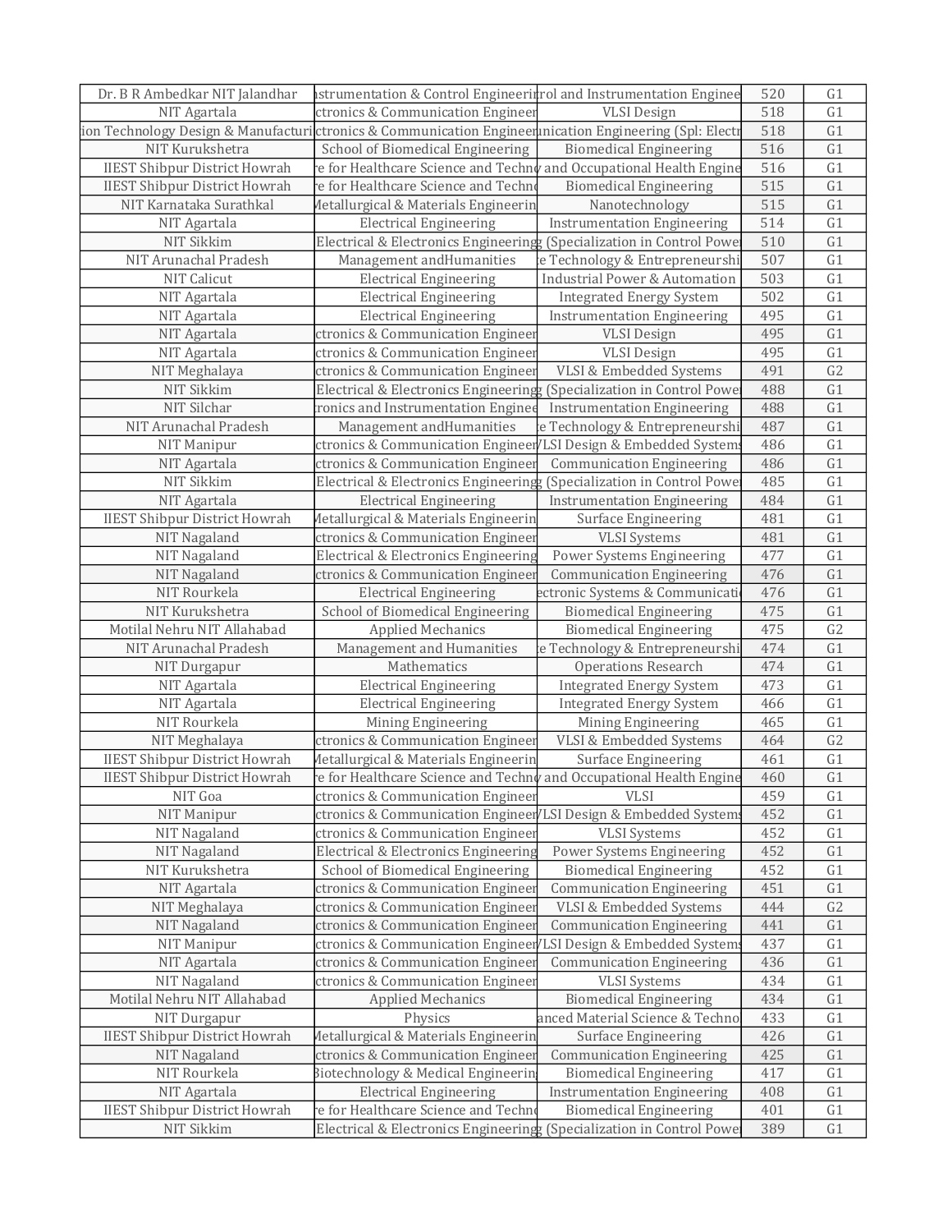| Dr. B R Ambedkar NIT Jalandhar | nstrumentation & Control Engineeri | rol and Instrumentation Enginee | 520 | G1 |
|---|---|---|---|---|
| NIT Agartala | ctronics & Communication Engineer | VLSI Design | 518 | G1 |
| ion Technology Design & Manufacturi | ctronics & Communication Engineer | nication Engineering (Spl: Electr | 518 | G1 |
| NIT Kurukshetra | School of Biomedical Engineering | Biomedical Engineering | 516 | G1 |
| IIEST Shibpur District Howrah | re for Healthcare Science and Techno | and Occupational Health Engine | 516 | G1 |
| IIEST Shibpur District Howrah | re for Healthcare Science and Techno | Biomedical Engineering | 515 | G1 |
| NIT Karnataka Surathkal | Metallurgical & Materials Engineerin | Nanotechnology | 515 | G1 |
| NIT Agartala | Electrical Engineering | Instrumentation Engineering | 514 | G1 |
| NIT Sikkim | Electrical & Electronics Engineering | g (Specialization in Control Powe | 510 | G1 |
| NIT Arunachal Pradesh | Management andHumanities | e Technology & Entrepreneurshi | 507 | G1 |
| NIT Calicut | Electrical Engineering | Industrial Power & Automation | 503 | G1 |
| NIT Agartala | Electrical Engineering | Integrated Energy System | 502 | G1 |
| NIT Agartala | Electrical Engineering | Instrumentation Engineering | 495 | G1 |
| NIT Agartala | ctronics & Communication Engineer | VLSI Design | 495 | G1 |
| NIT Agartala | ctronics & Communication Engineer | VLSI Design | 495 | G1 |
| NIT Meghalaya | ctronics & Communication Engineer | VLSI & Embedded Systems | 491 | G2 |
| NIT Sikkim | Electrical & Electronics Engineering | g (Specialization in Control Powe | 488 | G1 |
| NIT Silchar | ronics and Instrumentation Enginee | Instrumentation Engineering | 488 | G1 |
| NIT Arunachal Pradesh | Management andHumanities | e Technology & Entrepreneurshi | 487 | G1 |
| NIT Manipur | ctronics & Communication Engineer | VLSI Design & Embedded Systems | 486 | G1 |
| NIT Agartala | ctronics & Communication Engineer | Communication Engineering | 486 | G1 |
| NIT Sikkim | Electrical & Electronics Engineering | g (Specialization in Control Powe | 485 | G1 |
| NIT Agartala | Electrical Engineering | Instrumentation Engineering | 484 | G1 |
| IIEST Shibpur District Howrah | Metallurgical & Materials Engineerin | Surface Engineering | 481 | G1 |
| NIT Nagaland | ctronics & Communication Engineer | VLSI Systems | 481 | G1 |
| NIT Nagaland | Electrical & Electronics Engineering | Power Systems Engineering | 477 | G1 |
| NIT Nagaland | ctronics & Communication Engineer | Communication Engineering | 476 | G1 |
| NIT Rourkela | Electrical Engineering | ectronic Systems & Communicati | 476 | G1 |
| NIT Kurukshetra | School of Biomedical Engineering | Biomedical Engineering | 475 | G1 |
| Motilal Nehru NIT Allahabad | Applied Mechanics | Biomedical Engineering | 475 | G2 |
| NIT Arunachal Pradesh | Management and Humanities | e Technology & Entrepreneurshi | 474 | G1 |
| NIT Durgapur | Mathematics | Operations Research | 474 | G1 |
| NIT Agartala | Electrical Engineering | Integrated Energy System | 473 | G1 |
| NIT Agartala | Electrical Engineering | Integrated Energy System | 466 | G1 |
| NIT Rourkela | Mining Engineering | Mining Engineering | 465 | G1 |
| NIT Meghalaya | ctronics & Communication Engineer | VLSI & Embedded Systems | 464 | G2 |
| IIEST Shibpur District Howrah | Metallurgical & Materials Engineerin | Surface Engineering | 461 | G1 |
| IIEST Shibpur District Howrah | re for Healthcare Science and Techno | and Occupational Health Engine | 460 | G1 |
| NIT Goa | ctronics & Communication Engineer | VLSI | 459 | G1 |
| NIT Manipur | ctronics & Communication Engineer | VLSI Design & Embedded Systems | 452 | G1 |
| NIT Nagaland | ctronics & Communication Engineer | VLSI Systems | 452 | G1 |
| NIT Nagaland | Electrical & Electronics Engineering | Power Systems Engineering | 452 | G1 |
| NIT Kurukshetra | School of Biomedical Engineering | Biomedical Engineering | 452 | G1 |
| NIT Agartala | ctronics & Communication Engineer | Communication Engineering | 451 | G1 |
| NIT Meghalaya | ctronics & Communication Engineer | VLSI & Embedded Systems | 444 | G2 |
| NIT Nagaland | ctronics & Communication Engineer | Communication Engineering | 441 | G1 |
| NIT Manipur | ctronics & Communication Engineer | VLSI Design & Embedded Systems | 437 | G1 |
| NIT Agartala | ctronics & Communication Engineer | Communication Engineering | 436 | G1 |
| NIT Nagaland | ctronics & Communication Engineer | VLSI Systems | 434 | G1 |
| Motilal Nehru NIT Allahabad | Applied Mechanics | Biomedical Engineering | 434 | G1 |
| NIT Durgapur | Physics | anced Material Science & Techno | 433 | G1 |
| IIEST Shibpur District Howrah | Metallurgical & Materials Engineerin | Surface Engineering | 426 | G1 |
| NIT Nagaland | ctronics & Communication Engineer | Communication Engineering | 425 | G1 |
| NIT Rourkela | Biotechnology & Medical Engineerin | Biomedical Engineering | 417 | G1 |
| NIT Agartala | Electrical Engineering | Instrumentation Engineering | 408 | G1 |
| IIEST Shibpur District Howrah | re for Healthcare Science and Techno | Biomedical Engineering | 401 | G1 |
| NIT Sikkim | Electrical & Electronics Engineering | g (Specialization in Control Powe | 389 | G1 |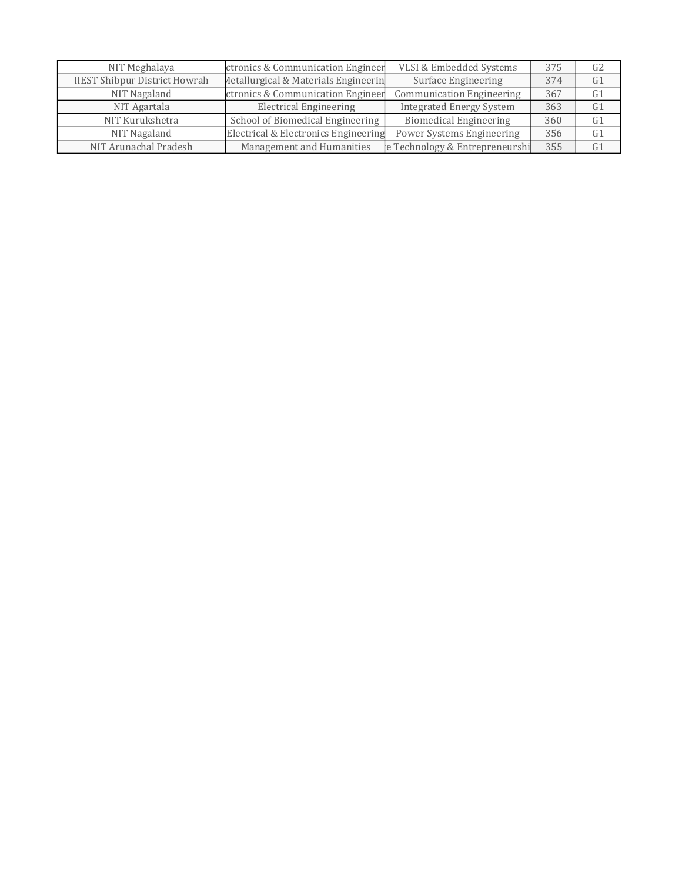| | | | | |
|---|---|---|---|---|
| NIT Meghalaya | ctronics & Communication Engineer | VLSI & Embedded Systems | 375 | G2 |
| IIEST Shibpur District Howrah | Metallurgical & Materials Engineerin | Surface Engineering | 374 | G1 |
| NIT Nagaland | ctronics & Communication Engineer | Communication Engineering | 367 | G1 |
| NIT Agartala | Electrical Engineering | Integrated Energy System | 363 | G1 |
| NIT Kurukshetra | School of Biomedical Engineering | Biomedical Engineering | 360 | G1 |
| NIT Nagaland | Electrical & Electronics Engineering | Power Systems Engineering | 356 | G1 |
| NIT Arunachal Pradesh | Management and Humanities | e Technology & Entrepreneurshi | 355 | G1 |